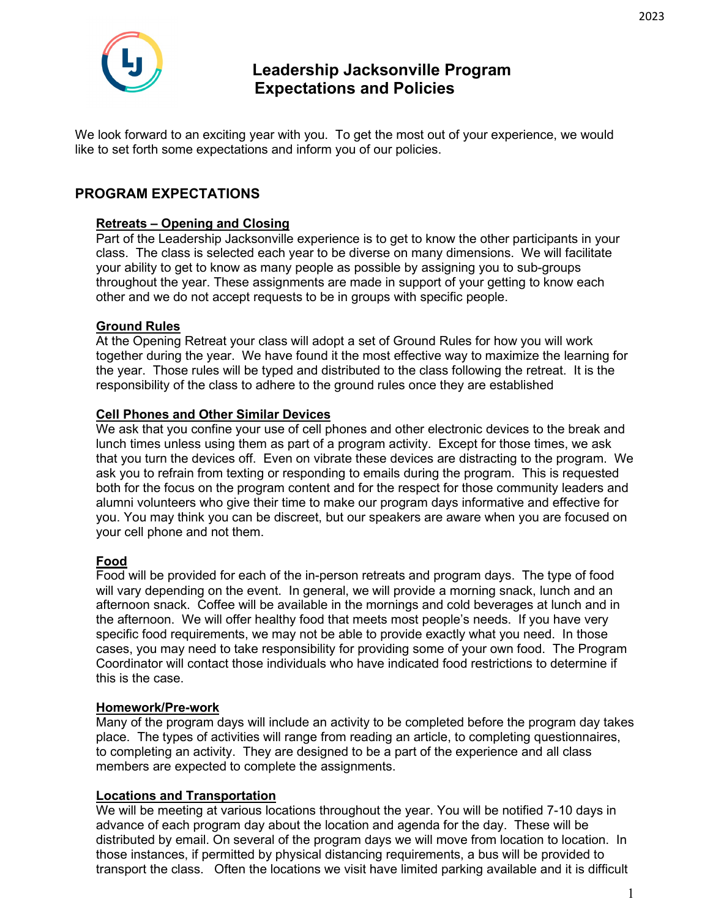# Leadership Jacksonville Program Expectations and Policies

We look forward to an exciting year with you. To get the most out of your experience, we would like to set forth some expectations and inform you of our policies.

## PROGRAM EXPECTATIONS

### Retreats – Opening and Closing

Part of the Leadership Jacksonville experience is to get to know the other participants in your class. The class is selected each year to be diverse on many dimensions. We will facilitate your ability to get to know as many people as possible by assigning you to sub-groups throughout the year. These assignments are made in support of your getting to know each other and we do not accept requests to be in groups with specific people.

### Ground Rules

At the Opening Retreat your class will adopt a set of Ground Rules for how you will work together during the year. We have found it the most effective way to maximize the learning for the year. Those rules will be typed and distributed to the class following the retreat. It is the responsibility of the class to adhere to the ground rules once they are established

### Cell Phones and Other Similar Devices

We ask that you confine your use of cell phones and other electronic devices to the break and lunch times unless using them as part of a program activity. Except for those times, we ask that you turn the devices off. Even on vibrate these devices are distracting to the program. We ask you to refrain from texting or responding to emails during the program. This is requested both for the focus on the program content and for the respect for those community leaders and alumni volunteers who give their time to make our program days informative and effective for you. You may think you can be discreet, but our speakers are aware when you are focused on your cell phone and not them.

### Food

Food will be provided for each of the in-person retreats and program days. The type of food will vary depending on the event. In general, we will provide a morning snack, lunch and an afternoon snack. Coffee will be available in the mornings and cold beverages at lunch and in the afternoon. We will offer healthy food that meets most people's needs. If you have very specific food requirements, we may not be able to provide exactly what you need. In those cases, you may need to take responsibility for providing some of your own food. The Program Coordinator will contact those individuals who have indicated food restrictions to determine if this is the case.

### Homework/Pre-work

Many of the program days will include an activity to be completed before the program day takes place. The types of activities will range from reading an article, to completing questionnaires, to completing an activity. They are designed to be a part of the experience and all class members are expected to complete the assignments.

### Locations and Transportation

We will be meeting at various locations throughout the year. You will be notified 7-10 days in advance of each program day about the location and agenda for the day. These will be distributed by email. On several of the program days we will move from location to location. In those instances, if permitted by physical distancing requirements, a bus will be provided to transport the class. Often the locations we visit have limited parking available and it is difficult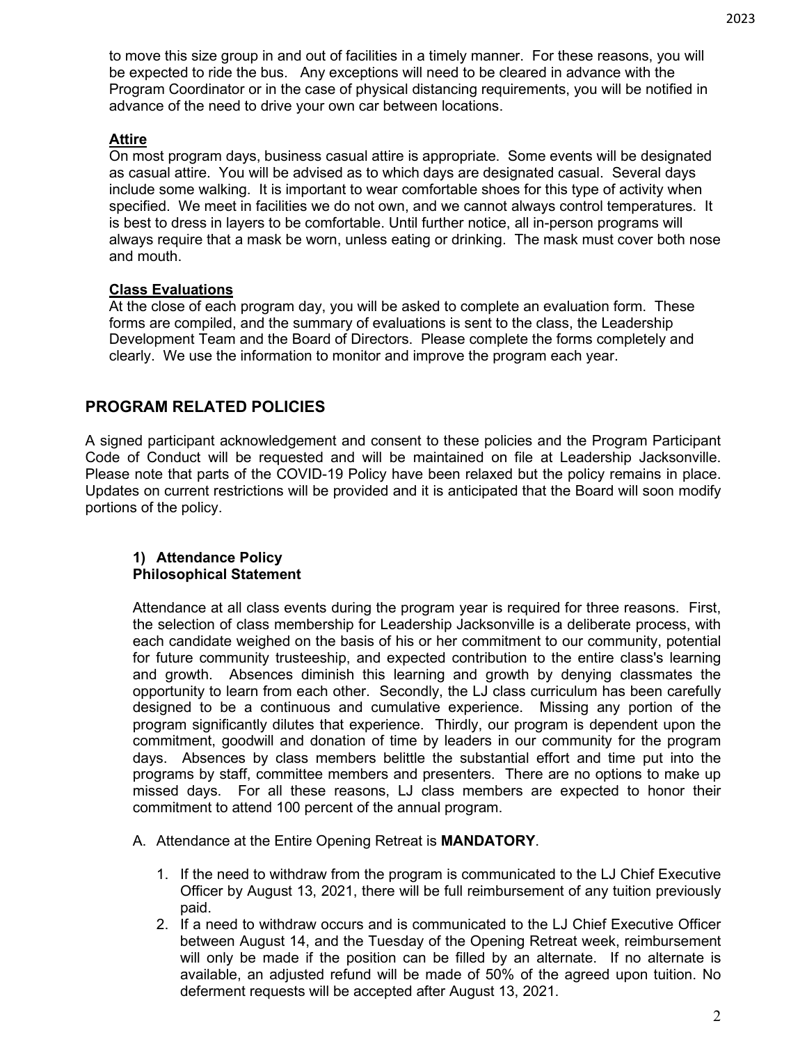to move this size group in and out of facilities in a timely manner. For these reasons, you will be expected to ride the bus. Any exceptions will need to be cleared in advance with the Program Coordinator or in the case of physical distancing requirements, you will be notified in advance of the need to drive your own car between locations.

**Attire**

On most program days, business casual attire is appropriate. Some events will be designated as casual attire. You will be advised as to which days are designated casual. Several days include some walking. It is important to wear comfortable shoes for this type of activity when specified. We meet in facilities we do not own, and we cannot always control temperatures. It is best to dress in layers to be comfortable. Until further notice, all in-person programs will always require that a mask be worn, unless eating or drinking. The mask must cover both nose and mouth.

**Class Evaluations**

At the close of each program day, you will be asked to complete an evaluation form. These forms are compiled, and the summary of evaluations is sent to the class, the Leadership Development Team and the Board of Directors. Please complete the forms completely and clearly. We use the information to monitor and improve the program each year.

## PROGRAM RELATED POLICIES

A signed participant acknowledgement and consent to these policies and the Program Participant Code of Conduct will be requested and will be maintained on file at Leadership Jacksonville. Please note that parts of the COVID-19 Policy have been relaxed but the policy remains in place. Updates on current restrictions will be provided and it is anticipated that the Board will soon modify portions of the policy.

### 1) Attendance Policy
### Philosophical Statement

Attendance at all class events during the program year is required for three reasons. First, the selection of class membership for Leadership Jacksonville is a deliberate process, with each candidate weighed on the basis of his or her commitment to our community, potential for future community trusteeship, and expected contribution to the entire class's learning and growth. Absences diminish this learning and growth by denying classmates the opportunity to learn from each other. Secondly, the LJ class curriculum has been carefully designed to be a continuous and cumulative experience. Missing any portion of the program significantly dilutes that experience. Thirdly, our program is dependent upon the commitment, goodwill and donation of time by leaders in our community for the program days. Absences by class members belittle the substantial effort and time put into the programs by staff, committee members and presenters. There are no options to make up missed days. For all these reasons, LJ class members are expected to honor their commitment to attend 100 percent of the annual program.

A. Attendance at the Entire Opening Retreat is **MANDATORY**.

1. If the need to withdraw from the program is communicated to the LJ Chief Executive Officer by August 13, 2021, there will be full reimbursement of any tuition previously paid.
2. If a need to withdraw occurs and is communicated to the LJ Chief Executive Officer between August 14, and the Tuesday of the Opening Retreat week, reimbursement will only be made if the position can be filled by an alternate. If no alternate is available, an adjusted refund will be made of 50% of the agreed upon tuition. No deferment requests will be accepted after August 13, 2021.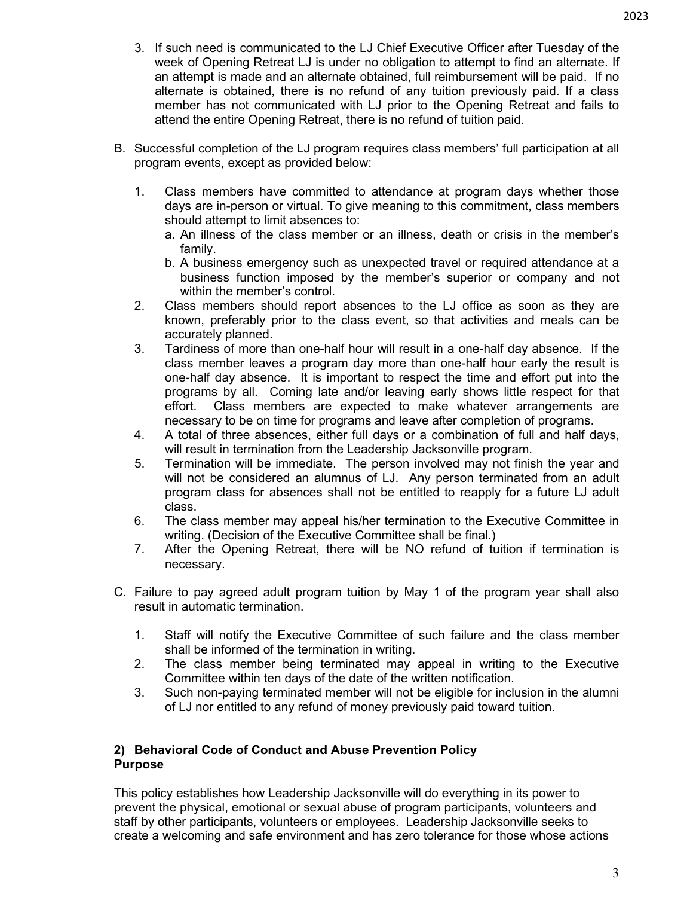3. If such need is communicated to the LJ Chief Executive Officer after Tuesday of the week of Opening Retreat LJ is under no obligation to attempt to find an alternate. If an attempt is made and an alternate obtained, full reimbursement will be paid. If no alternate is obtained, there is no refund of any tuition previously paid. If a class member has not communicated with LJ prior to the Opening Retreat and fails to attend the entire Opening Retreat, there is no refund of tuition paid.

B. Successful completion of the LJ program requires class members' full participation at all program events, except as provided below:

1. Class members have committed to attendance at program days whether those days are in-person or virtual. To give meaning to this commitment, class members should attempt to limit absences to:
   a. An illness of the class member or an illness, death or crisis in the member's family.
   b. A business emergency such as unexpected travel or required attendance at a business function imposed by the member's superior or company and not within the member's control.
2. Class members should report absences to the LJ office as soon as they are known, preferably prior to the class event, so that activities and meals can be accurately planned.
3. Tardiness of more than one-half hour will result in a one-half day absence. If the class member leaves a program day more than one-half hour early the result is one-half day absence. It is important to respect the time and effort put into the programs by all. Coming late and/or leaving early shows little respect for that effort. Class members are expected to make whatever arrangements are necessary to be on time for programs and leave after completion of programs.
4. A total of three absences, either full days or a combination of full and half days, will result in termination from the Leadership Jacksonville program.
5. Termination will be immediate. The person involved may not finish the year and will not be considered an alumnus of LJ. Any person terminated from an adult program class for absences shall not be entitled to reapply for a future LJ adult class.
6. The class member may appeal his/her termination to the Executive Committee in writing. (Decision of the Executive Committee shall be final.)
7. After the Opening Retreat, there will be NO refund of tuition if termination is necessary.

C. Failure to pay agreed adult program tuition by May 1 of the program year shall also result in automatic termination.

1. Staff will notify the Executive Committee of such failure and the class member shall be informed of the termination in writing.
2. The class member being terminated may appeal in writing to the Executive Committee within ten days of the date of the written notification.
3. Such non-paying terminated member will not be eligible for inclusion in the alumni of LJ nor entitled to any refund of money previously paid toward tuition.

## 2) Behavioral Code of Conduct and Abuse Prevention Policy

**Purpose**

This policy establishes how Leadership Jacksonville will do everything in its power to prevent the physical, emotional or sexual abuse of program participants, volunteers and staff by other participants, volunteers or employees. Leadership Jacksonville seeks to create a welcoming and safe environment and has zero tolerance for those whose actions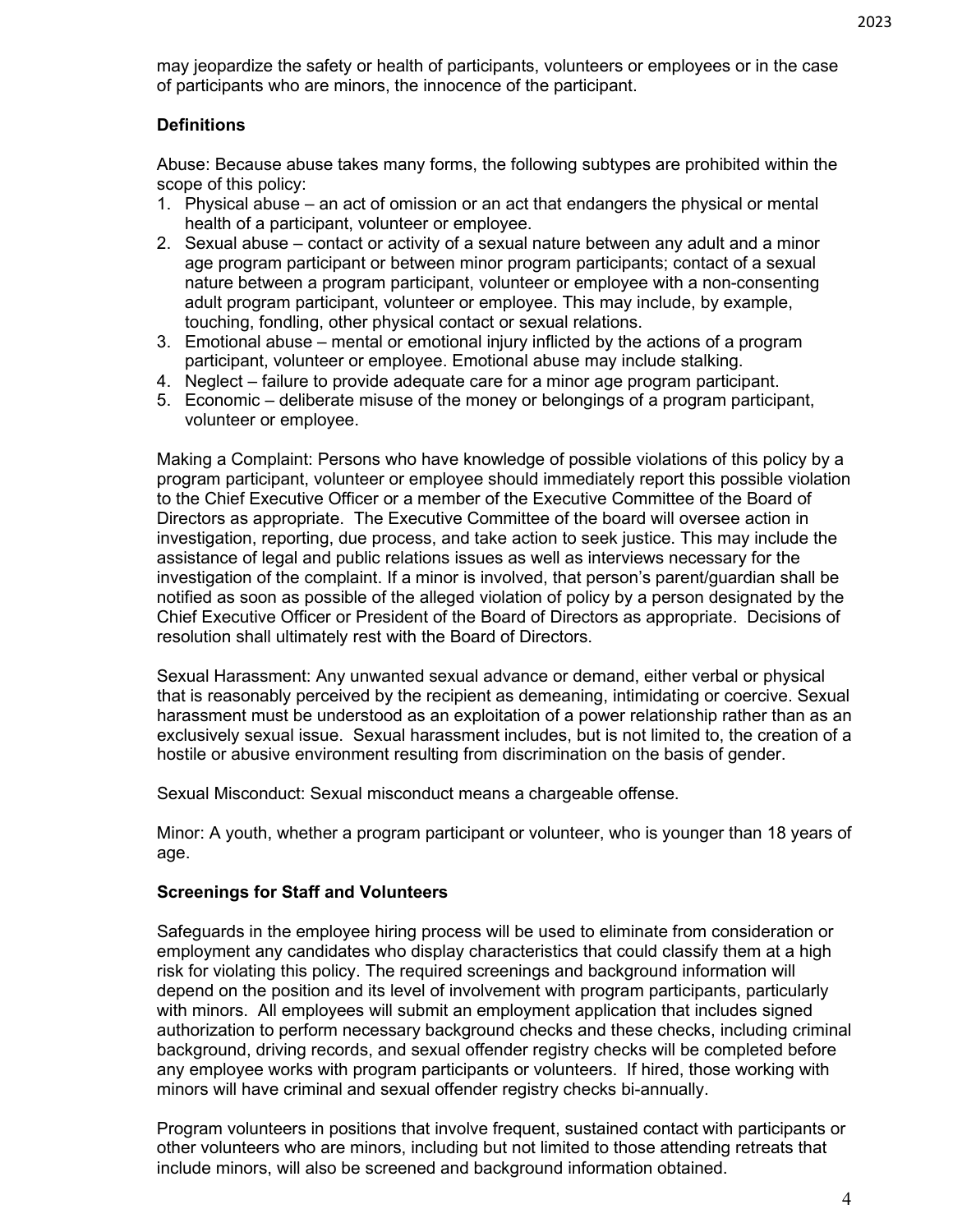may jeopardize the safety or health of participants, volunteers or employees or in the case of participants who are minors, the innocence of the participant.

**Definitions**

Abuse: Because abuse takes many forms, the following subtypes are prohibited within the scope of this policy:

1. Physical abuse – an act of omission or an act that endangers the physical or mental health of a participant, volunteer or employee.
2. Sexual abuse – contact or activity of a sexual nature between any adult and a minor age program participant or between minor program participants; contact of a sexual nature between a program participant, volunteer or employee with a non-consenting adult program participant, volunteer or employee. This may include, by example, touching, fondling, other physical contact or sexual relations.
3. Emotional abuse – mental or emotional injury inflicted by the actions of a program participant, volunteer or employee. Emotional abuse may include stalking.
4. Neglect – failure to provide adequate care for a minor age program participant.
5. Economic – deliberate misuse of the money or belongings of a program participant, volunteer or employee.

Making a Complaint: Persons who have knowledge of possible violations of this policy by a program participant, volunteer or employee should immediately report this possible violation to the Chief Executive Officer or a member of the Executive Committee of the Board of Directors as appropriate. The Executive Committee of the board will oversee action in investigation, reporting, due process, and take action to seek justice. This may include the assistance of legal and public relations issues as well as interviews necessary for the investigation of the complaint. If a minor is involved, that person's parent/guardian shall be notified as soon as possible of the alleged violation of policy by a person designated by the Chief Executive Officer or President of the Board of Directors as appropriate. Decisions of resolution shall ultimately rest with the Board of Directors.

Sexual Harassment: Any unwanted sexual advance or demand, either verbal or physical that is reasonably perceived by the recipient as demeaning, intimidating or coercive. Sexual harassment must be understood as an exploitation of a power relationship rather than as an exclusively sexual issue. Sexual harassment includes, but is not limited to, the creation of a hostile or abusive environment resulting from discrimination on the basis of gender.

Sexual Misconduct: Sexual misconduct means a chargeable offense.

Minor: A youth, whether a program participant or volunteer, who is younger than 18 years of age.

**Screenings for Staff and Volunteers**

Safeguards in the employee hiring process will be used to eliminate from consideration or employment any candidates who display characteristics that could classify them at a high risk for violating this policy. The required screenings and background information will depend on the position and its level of involvement with program participants, particularly with minors. All employees will submit an employment application that includes signed authorization to perform necessary background checks and these checks, including criminal background, driving records, and sexual offender registry checks will be completed before any employee works with program participants or volunteers. If hired, those working with minors will have criminal and sexual offender registry checks bi-annually.

Program volunteers in positions that involve frequent, sustained contact with participants or other volunteers who are minors, including but not limited to those attending retreats that include minors, will also be screened and background information obtained.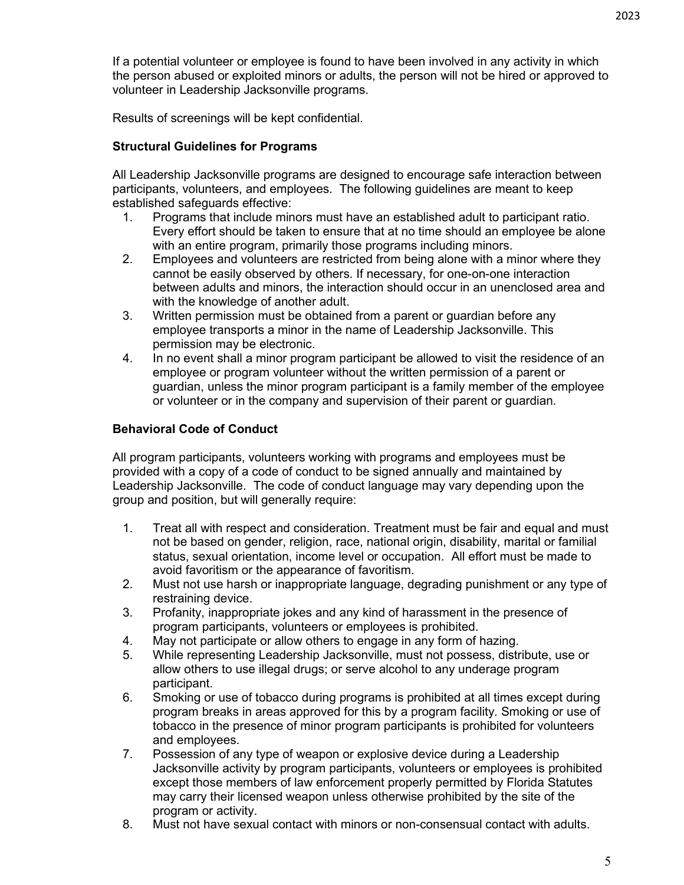If a potential volunteer or employee is found to have been involved in any activity in which the person abused or exploited minors or adults, the person will not be hired or approved to volunteer in Leadership Jacksonville programs.

Results of screenings will be kept confidential.

**Structural Guidelines for Programs**

All Leadership Jacksonville programs are designed to encourage safe interaction between participants, volunteers, and employees. The following guidelines are meant to keep established safeguards effective:

1. Programs that include minors must have an established adult to participant ratio. Every effort should be taken to ensure that at no time should an employee be alone with an entire program, primarily those programs including minors.
2. Employees and volunteers are restricted from being alone with a minor where they cannot be easily observed by others. If necessary, for one-on-one interaction between adults and minors, the interaction should occur in an unenclosed area and with the knowledge of another adult.
3. Written permission must be obtained from a parent or guardian before any employee transports a minor in the name of Leadership Jacksonville. This permission may be electronic.
4. In no event shall a minor program participant be allowed to visit the residence of an employee or program volunteer without the written permission of a parent or guardian, unless the minor program participant is a family member of the employee or volunteer or in the company and supervision of their parent or guardian.

**Behavioral Code of Conduct**

All program participants, volunteers working with programs and employees must be provided with a copy of a code of conduct to be signed annually and maintained by Leadership Jacksonville. The code of conduct language may vary depending upon the group and position, but will generally require:

1. Treat all with respect and consideration. Treatment must be fair and equal and must not be based on gender, religion, race, national origin, disability, marital or familial status, sexual orientation, income level or occupation. All effort must be made to avoid favoritism or the appearance of favoritism.
2. Must not use harsh or inappropriate language, degrading punishment or any type of restraining device.
3. Profanity, inappropriate jokes and any kind of harassment in the presence of program participants, volunteers or employees is prohibited.
4. May not participate or allow others to engage in any form of hazing.
5. While representing Leadership Jacksonville, must not possess, distribute, use or allow others to use illegal drugs; or serve alcohol to any underage program participant.
6. Smoking or use of tobacco during programs is prohibited at all times except during program breaks in areas approved for this by a program facility. Smoking or use of tobacco in the presence of minor program participants is prohibited for volunteers and employees.
7. Possession of any type of weapon or explosive device during a Leadership Jacksonville activity by program participants, volunteers or employees is prohibited except those members of law enforcement properly permitted by Florida Statutes may carry their licensed weapon unless otherwise prohibited by the site of the program or activity.
8. Must not have sexual contact with minors or non-consensual contact with adults.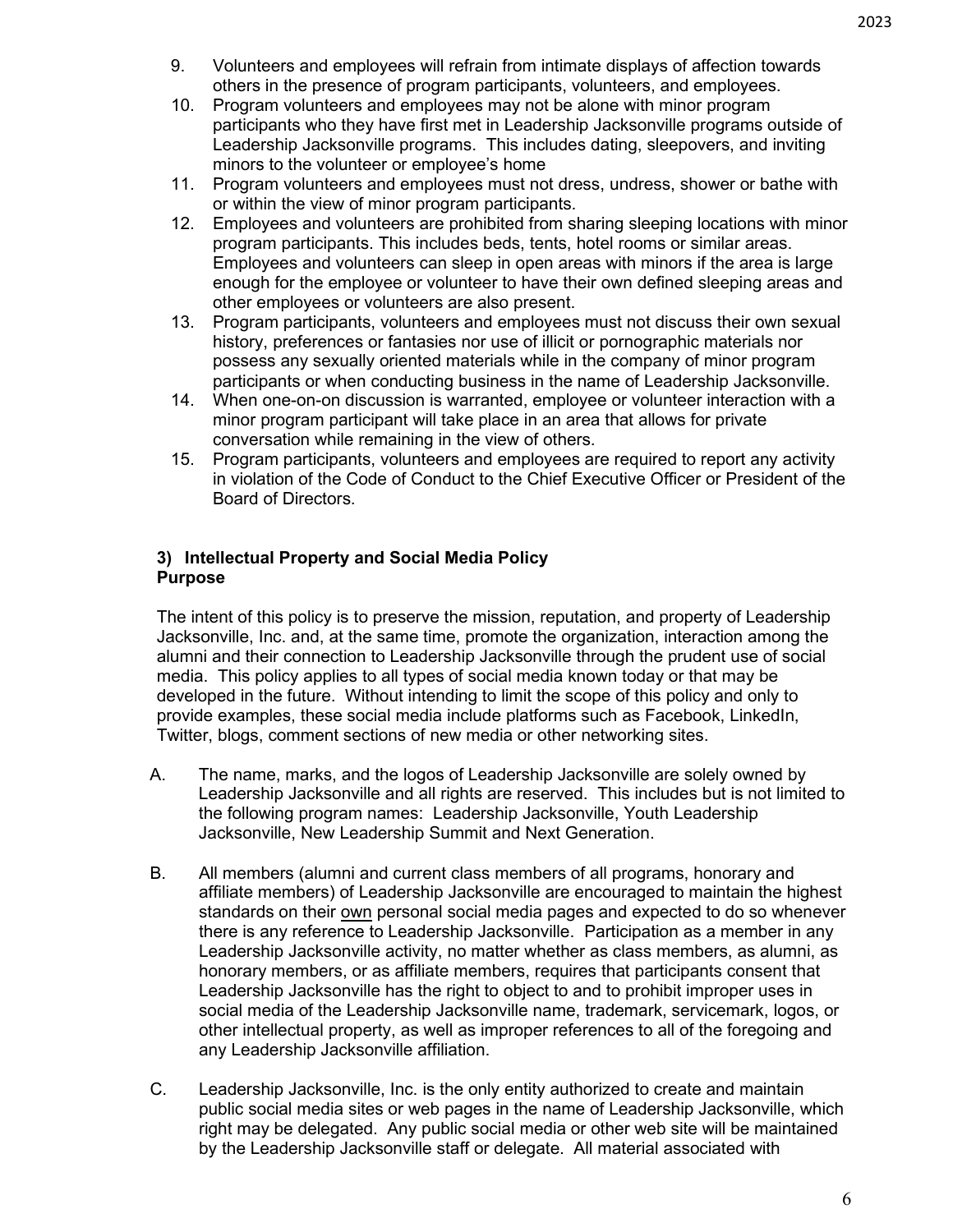9. Volunteers and employees will refrain from intimate displays of affection towards others in the presence of program participants, volunteers, and employees.
10. Program volunteers and employees may not be alone with minor program participants who they have first met in Leadership Jacksonville programs outside of Leadership Jacksonville programs. This includes dating, sleepovers, and inviting minors to the volunteer or employee's home
11. Program volunteers and employees must not dress, undress, shower or bathe with or within the view of minor program participants.
12. Employees and volunteers are prohibited from sharing sleeping locations with minor program participants. This includes beds, tents, hotel rooms or similar areas. Employees and volunteers can sleep in open areas with minors if the area is large enough for the employee or volunteer to have their own defined sleeping areas and other employees or volunteers are also present.
13. Program participants, volunteers and employees must not discuss their own sexual history, preferences or fantasies nor use of illicit or pornographic materials nor possess any sexually oriented materials while in the company of minor program participants or when conducting business in the name of Leadership Jacksonville.
14. When one-on-on discussion is warranted, employee or volunteer interaction with a minor program participant will take place in an area that allows for private conversation while remaining in the view of others.
15. Program participants, volunteers and employees are required to report any activity in violation of the Code of Conduct to the Chief Executive Officer or President of the Board of Directors.

### 3) Intellectual Property and Social Media Policy

**Purpose**

The intent of this policy is to preserve the mission, reputation, and property of Leadership Jacksonville, Inc. and, at the same time, promote the organization, interaction among the alumni and their connection to Leadership Jacksonville through the prudent use of social media. This policy applies to all types of social media known today or that may be developed in the future. Without intending to limit the scope of this policy and only to provide examples, these social media include platforms such as Facebook, LinkedIn, Twitter, blogs, comment sections of new media or other networking sites.

A. The name, marks, and the logos of Leadership Jacksonville are solely owned by Leadership Jacksonville and all rights are reserved. This includes but is not limited to the following program names: Leadership Jacksonville, Youth Leadership Jacksonville, New Leadership Summit and Next Generation.

B. All members (alumni and current class members of all programs, honorary and affiliate members) of Leadership Jacksonville are encouraged to maintain the highest standards on their <u>own</u> personal social media pages and expected to do so whenever there is any reference to Leadership Jacksonville. Participation as a member in any Leadership Jacksonville activity, no matter whether as class members, as alumni, as honorary members, or as affiliate members, requires that participants consent that Leadership Jacksonville has the right to object to and to prohibit improper uses in social media of the Leadership Jacksonville name, trademark, servicemark, logos, or other intellectual property, as well as improper references to all of the foregoing and any Leadership Jacksonville affiliation.

C. Leadership Jacksonville, Inc. is the only entity authorized to create and maintain public social media sites or web pages in the name of Leadership Jacksonville, which right may be delegated. Any public social media or other web site will be maintained by the Leadership Jacksonville staff or delegate. All material associated with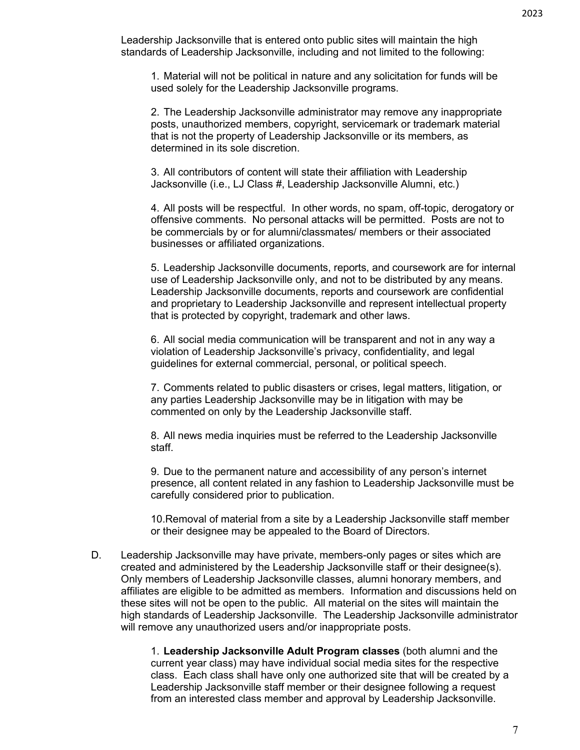Leadership Jacksonville that is entered onto public sites will maintain the high standards of Leadership Jacksonville, including and not limited to the following:

1. Material will not be political in nature and any solicitation for funds will be used solely for the Leadership Jacksonville programs.

2. The Leadership Jacksonville administrator may remove any inappropriate posts, unauthorized members, copyright, servicemark or trademark material that is not the property of Leadership Jacksonville or its members, as determined in its sole discretion.

3. All contributors of content will state their affiliation with Leadership Jacksonville (i.e., LJ Class #, Leadership Jacksonville Alumni, etc.)

4. All posts will be respectful. In other words, no spam, off-topic, derogatory or offensive comments. No personal attacks will be permitted. Posts are not to be commercials by or for alumni/classmates/ members or their associated businesses or affiliated organizations.

5. Leadership Jacksonville documents, reports, and coursework are for internal use of Leadership Jacksonville only, and not to be distributed by any means. Leadership Jacksonville documents, reports and coursework are confidential and proprietary to Leadership Jacksonville and represent intellectual property that is protected by copyright, trademark and other laws.

6. All social media communication will be transparent and not in any way a violation of Leadership Jacksonville's privacy, confidentiality, and legal guidelines for external commercial, personal, or political speech.

7. Comments related to public disasters or crises, legal matters, litigation, or any parties Leadership Jacksonville may be in litigation with may be commented on only by the Leadership Jacksonville staff.

8. All news media inquiries must be referred to the Leadership Jacksonville staff.

9. Due to the permanent nature and accessibility of any person's internet presence, all content related in any fashion to Leadership Jacksonville must be carefully considered prior to publication.

10. Removal of material from a site by a Leadership Jacksonville staff member or their designee may be appealed to the Board of Directors.

D. Leadership Jacksonville may have private, members-only pages or sites which are created and administered by the Leadership Jacksonville staff or their designee(s). Only members of Leadership Jacksonville classes, alumni honorary members, and affiliates are eligible to be admitted as members. Information and discussions held on these sites will not be open to the public. All material on the sites will maintain the high standards of Leadership Jacksonville. The Leadership Jacksonville administrator will remove any unauthorized users and/or inappropriate posts.

1. **Leadership Jacksonville Adult Program classes** (both alumni and the current year class) may have individual social media sites for the respective class. Each class shall have only one authorized site that will be created by a Leadership Jacksonville staff member or their designee following a request from an interested class member and approval by Leadership Jacksonville.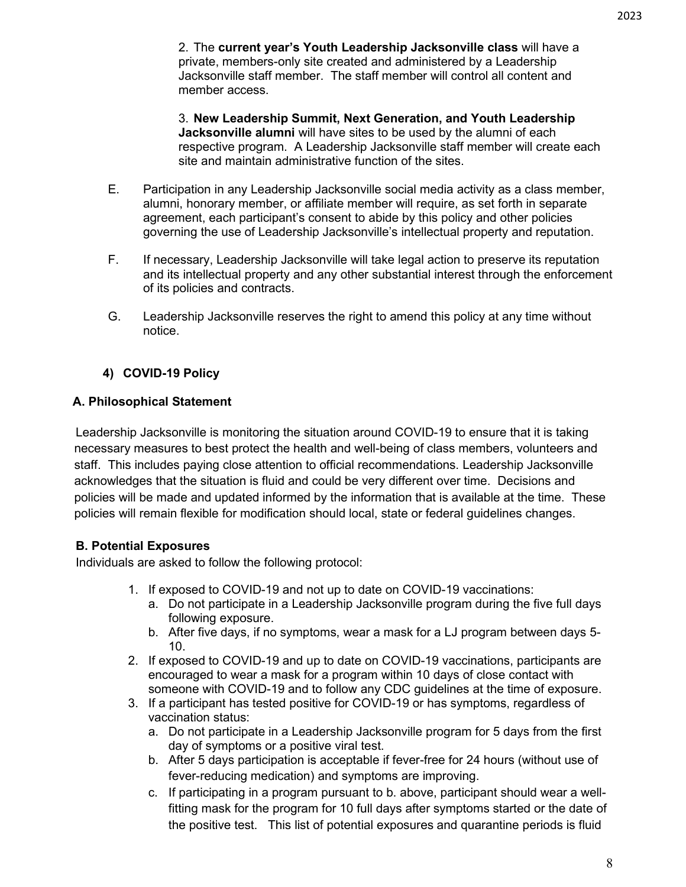2. The **current year's Youth Leadership Jacksonville class** will have a private, members-only site created and administered by a Leadership Jacksonville staff member. The staff member will control all content and member access.

3. **New Leadership Summit, Next Generation, and Youth Leadership Jacksonville alumni** will have sites to be used by the alumni of each respective program. A Leadership Jacksonville staff member will create each site and maintain administrative function of the sites.

E. Participation in any Leadership Jacksonville social media activity as a class member, alumni, honorary member, or affiliate member will require, as set forth in separate agreement, each participant's consent to abide by this policy and other policies governing the use of Leadership Jacksonville's intellectual property and reputation.

F. If necessary, Leadership Jacksonville will take legal action to preserve its reputation and its intellectual property and any other substantial interest through the enforcement of its policies and contracts.

G. Leadership Jacksonville reserves the right to amend this policy at any time without notice.

## 4) COVID-19 Policy

### A. Philosophical Statement

Leadership Jacksonville is monitoring the situation around COVID-19 to ensure that it is taking necessary measures to best protect the health and well-being of class members, volunteers and staff. This includes paying close attention to official recommendations. Leadership Jacksonville acknowledges that the situation is fluid and could be very different over time. Decisions and policies will be made and updated informed by the information that is available at the time. These policies will remain flexible for modification should local, state or federal guidelines changes.

### B. Potential Exposures

Individuals are asked to follow the following protocol:

1. If exposed to COVID-19 and not up to date on COVID-19 vaccinations:
   a. Do not participate in a Leadership Jacksonville program during the five full days following exposure.
   b. After five days, if no symptoms, wear a mask for a LJ program between days 5-10.
2. If exposed to COVID-19 and up to date on COVID-19 vaccinations, participants are encouraged to wear a mask for a program within 10 days of close contact with someone with COVID-19 and to follow any CDC guidelines at the time of exposure.
3. If a participant has tested positive for COVID-19 or has symptoms, regardless of vaccination status:
   a. Do not participate in a Leadership Jacksonville program for 5 days from the first day of symptoms or a positive viral test.
   b. After 5 days participation is acceptable if fever-free for 24 hours (without use of fever-reducing medication) and symptoms are improving.
   c. If participating in a program pursuant to b. above, participant should wear a well-fitting mask for the program for 10 full days after symptoms started or the date of the positive test. This list of potential exposures and quarantine periods is fluid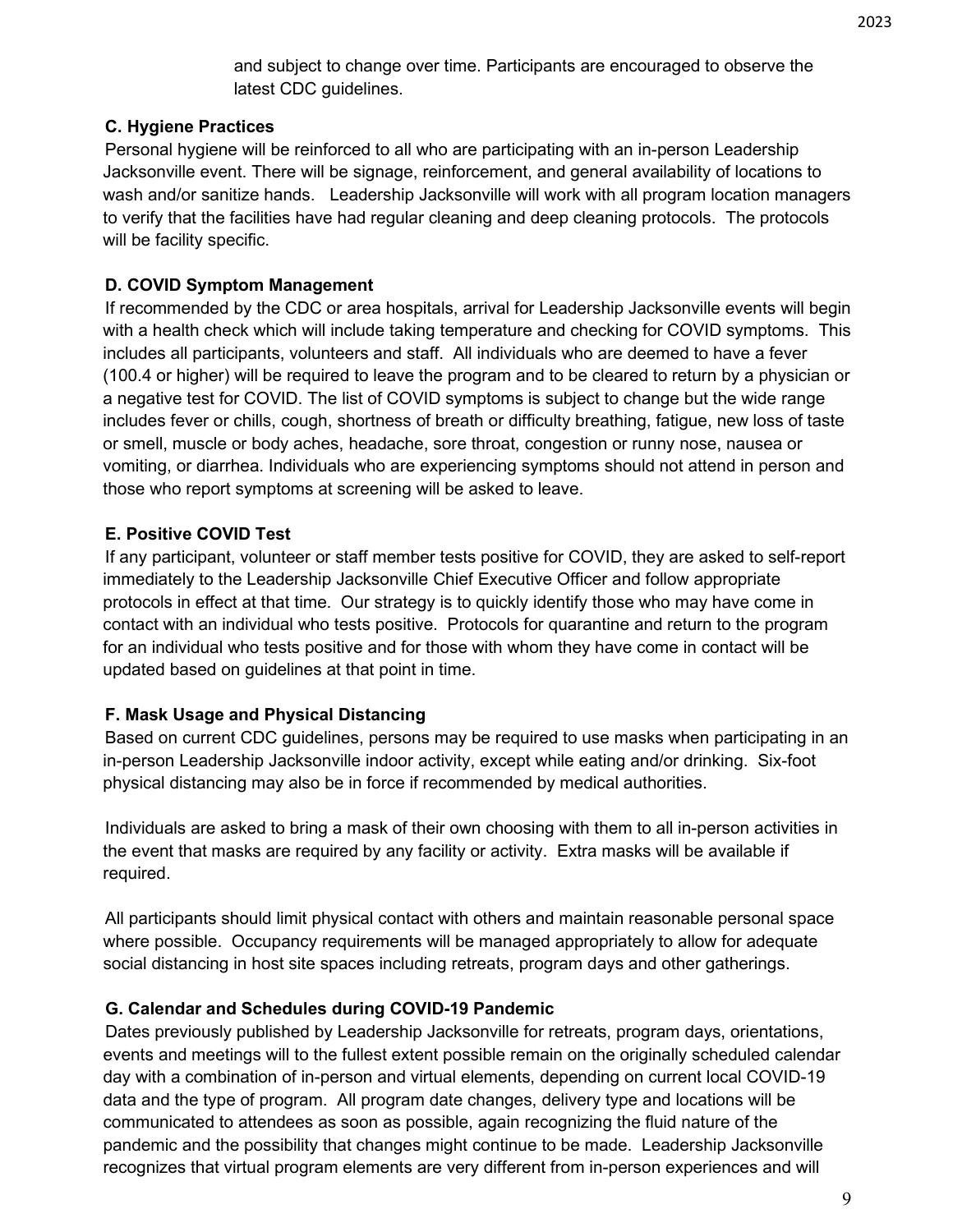and subject to change over time. Participants are encouraged to observe the latest CDC guidelines.

**C. Hygiene Practices**

Personal hygiene will be reinforced to all who are participating with an in-person Leadership Jacksonville event. There will be signage, reinforcement, and general availability of locations to wash and/or sanitize hands. Leadership Jacksonville will work with all program location managers to verify that the facilities have had regular cleaning and deep cleaning protocols. The protocols will be facility specific.

**D. COVID Symptom Management**

If recommended by the CDC or area hospitals, arrival for Leadership Jacksonville events will begin with a health check which will include taking temperature and checking for COVID symptoms. This includes all participants, volunteers and staff. All individuals who are deemed to have a fever (100.4 or higher) will be required to leave the program and to be cleared to return by a physician or a negative test for COVID. The list of COVID symptoms is subject to change but the wide range includes fever or chills, cough, shortness of breath or difficulty breathing, fatigue, new loss of taste or smell, muscle or body aches, headache, sore throat, congestion or runny nose, nausea or vomiting, or diarrhea. Individuals who are experiencing symptoms should not attend in person and those who report symptoms at screening will be asked to leave.

**E. Positive COVID Test**

If any participant, volunteer or staff member tests positive for COVID, they are asked to self-report immediately to the Leadership Jacksonville Chief Executive Officer and follow appropriate protocols in effect at that time. Our strategy is to quickly identify those who may have come in contact with an individual who tests positive. Protocols for quarantine and return to the program for an individual who tests positive and for those with whom they have come in contact will be updated based on guidelines at that point in time.

**F. Mask Usage and Physical Distancing**

Based on current CDC guidelines, persons may be required to use masks when participating in an in-person Leadership Jacksonville indoor activity, except while eating and/or drinking. Six-foot physical distancing may also be in force if recommended by medical authorities.

Individuals are asked to bring a mask of their own choosing with them to all in-person activities in the event that masks are required by any facility or activity. Extra masks will be available if required.

All participants should limit physical contact with others and maintain reasonable personal space where possible. Occupancy requirements will be managed appropriately to allow for adequate social distancing in host site spaces including retreats, program days and other gatherings.

**G. Calendar and Schedules during COVID-19 Pandemic**

Dates previously published by Leadership Jacksonville for retreats, program days, orientations, events and meetings will to the fullest extent possible remain on the originally scheduled calendar day with a combination of in-person and virtual elements, depending on current local COVID-19 data and the type of program. All program date changes, delivery type and locations will be communicated to attendees as soon as possible, again recognizing the fluid nature of the pandemic and the possibility that changes might continue to be made. Leadership Jacksonville recognizes that virtual program elements are very different from in-person experiences and will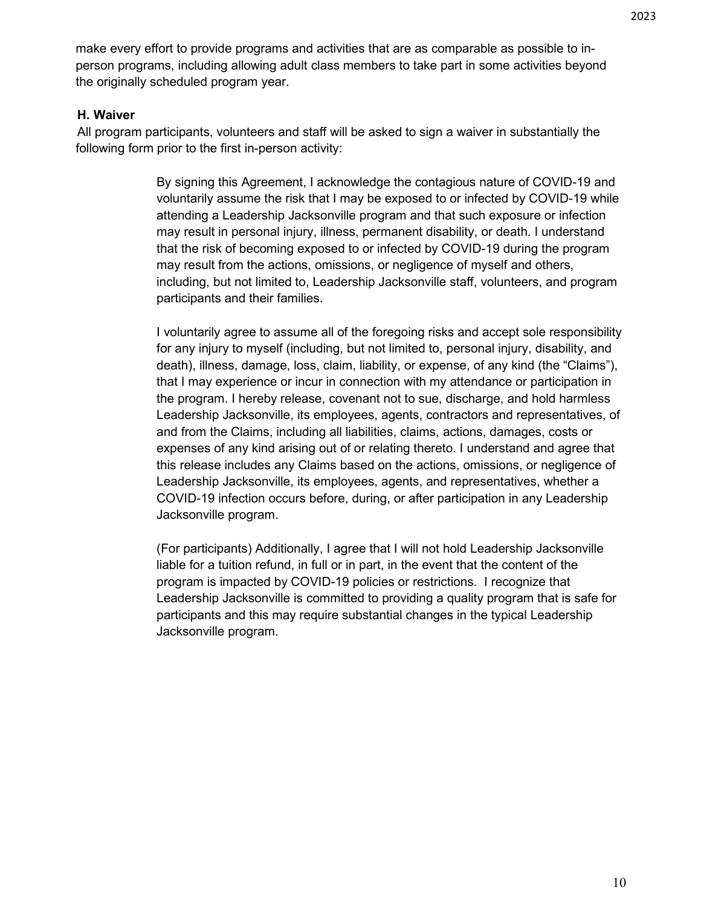make every effort to provide programs and activities that are as comparable as possible to in-person programs, including allowing adult class members to take part in some activities beyond the originally scheduled program year.

### H. Waiver

All program participants, volunteers and staff will be asked to sign a waiver in substantially the following form prior to the first in-person activity:

> By signing this Agreement, I acknowledge the contagious nature of COVID-19 and voluntarily assume the risk that I may be exposed to or infected by COVID-19 while attending a Leadership Jacksonville program and that such exposure or infection may result in personal injury, illness, permanent disability, or death. I understand that the risk of becoming exposed to or infected by COVID-19 during the program may result from the actions, omissions, or negligence of myself and others, including, but not limited to, Leadership Jacksonville staff, volunteers, and program participants and their families.
>
> I voluntarily agree to assume all of the foregoing risks and accept sole responsibility for any injury to myself (including, but not limited to, personal injury, disability, and death), illness, damage, loss, claim, liability, or expense, of any kind (the "Claims"), that I may experience or incur in connection with my attendance or participation in the program. I hereby release, covenant not to sue, discharge, and hold harmless Leadership Jacksonville, its employees, agents, contractors and representatives, of and from the Claims, including all liabilities, claims, actions, damages, costs or expenses of any kind arising out of or relating thereto. I understand and agree that this release includes any Claims based on the actions, omissions, or negligence of Leadership Jacksonville, its employees, agents, and representatives, whether a COVID-19 infection occurs before, during, or after participation in any Leadership Jacksonville program.
>
> (For participants) Additionally, I agree that I will not hold Leadership Jacksonville liable for a tuition refund, in full or in part, in the event that the content of the program is impacted by COVID-19 policies or restrictions. I recognize that Leadership Jacksonville is committed to providing a quality program that is safe for participants and this may require substantial changes in the typical Leadership Jacksonville program.